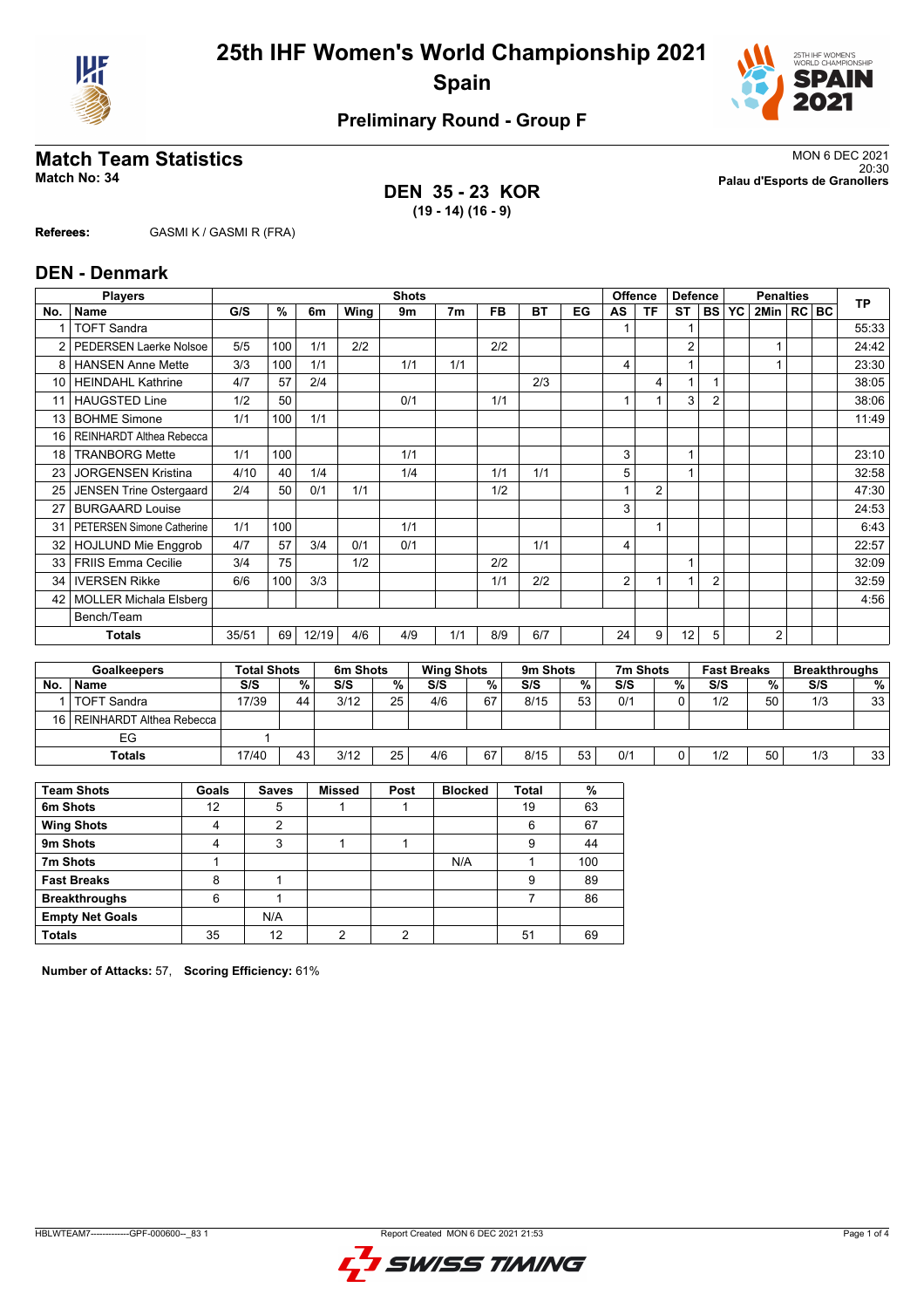# 25th IHF Women's World Championship 2021
## Spain

### Preliminary Round - Group F

## Match Team Statistics

**Match No: 34**

MON 6 DEC 2021
20:30
**Palau d'Esports de Granollers**

**DEN 35 - 23 KOR**
**(19 - 14) (16 - 9)**

**Referees:** GASMI K / GASMI R (FRA)

## DEN - Denmark

| No. | Name | G/S | % | 6m | Wing | 9m | 7m | FB | BT | EG | AS | TF | ST | BS | YC | 2Min | RC | BC | TP |
|---|---|---|---|---|---|---|---|---|---|---|---|---|---|---|---|---|---|---|---|
| 1 | TOFT Sandra | | | | | | | | | | 1 | | 1 | | | | | | 55:33 |
| 2 | PEDERSEN Laerke Nolsoe | 5/5 | 100 | 1/1 | 2/2 | | | 2/2 | | | | | 2 | | | 1 | | | 24:42 |
| 8 | HANSEN Anne Mette | 3/3 | 100 | 1/1 | | 1/1 | 1/1 | | | | 4 | | 1 | | | 1 | | | 23:30 |
| 10 | HEINDAHL Kathrine | 4/7 | 57 | 2/4 | | | | | 2/3 | | | 4 | 1 | 1 | | | | | 38:05 |
| 11 | HAUGSTED Line | 1/2 | 50 | | | 0/1 | | 1/1 | | | 1 | 1 | 3 | 2 | | | | | 38:06 |
| 13 | BOHME Simone | 1/1 | 100 | 1/1 | | | | | | | | | | | | | | | 11:49 |
| 16 | REINHARDT Althea Rebecca | | | | | | | | | | | | | | | | | | |
| 18 | TRANBORG Mette | 1/1 | 100 | | | 1/1 | | | | | 3 | | 1 | | | | | | 23:10 |
| 23 | JORGENSEN Kristina | 4/10 | 40 | 1/4 | | 1/4 | | 1/1 | 1/1 | | 5 | | 1 | | | | | | 32:58 |
| 25 | JENSEN Trine Ostergaard | 2/4 | 50 | 0/1 | 1/1 | | | 1/2 | | | 1 | 2 | | | | | | | 47:30 |
| 27 | BURGAARD Louise | | | | | | | | | | 3 | | | | | | | | 24:53 |
| 31 | PETERSEN Simone Catherine | 1/1 | 100 | | | 1/1 | | | | | | 1 | | | | | | | 6:43 |
| 32 | HOJLUND Mie Enggrob | 4/7 | 57 | 3/4 | 0/1 | 0/1 | | | 1/1 | | 4 | | | | | | | | 22:57 |
| 33 | FRIIS Emma Cecilie | 3/4 | 75 | | 1/2 | | | 2/2 | | | | | 1 | | | | | | 32:09 |
| 34 | IVERSEN Rikke | 6/6 | 100 | 3/3 | | | | 1/1 | 2/2 | | 2 | 1 | 1 | 2 | | | | | 32:59 |
| 42 | MOLLER Michala Elsberg | | | | | | | | | | | | | | | | | | 4:56 |
| | Bench/Team | | | | | | | | | | | | | | | | | | |
| | **Totals** | 35/51 | 69 | 12/19 | 4/6 | 4/9 | 1/1 | 8/9 | 6/7 | | 24 | 9 | 12 | 5 | | 2 | | | |

| No. | Goalkeepers | Total Shots S/S | % | 6m Shots S/S | % | Wing Shots S/S | % | 9m Shots S/S | % | 7m Shots S/S | % | Fast Breaks S/S | % | Breakthroughs S/S | % |
|---|---|---|---|---|---|---|---|---|---|---|---|---|---|---|---|
| 1 | TOFT Sandra | 17/39 | 44 | 3/12 | 25 | 4/6 | 67 | 8/15 | 53 | 0/1 | 0 | 1/2 | 50 | 1/3 | 33 |
| 16 | REINHARDT Althea Rebecca | | | | | | | | | | | | | | |
| | EG | 1 | | | | | | | | | | | | | |
| | **Totals** | 17/40 | 43 | 3/12 | 25 | 4/6 | 67 | 8/15 | 53 | 0/1 | 0 | 1/2 | 50 | 1/3 | 33 |

| Team Shots | Goals | Saves | Missed | Post | Blocked | Total | % |
|---|---|---|---|---|---|---|---|
| 6m Shots | 12 | 5 | 1 | 1 | | 19 | 63 |
| Wing Shots | 4 | 2 | | | | 6 | 67 |
| 9m Shots | 4 | 3 | 1 | 1 | | 9 | 44 |
| 7m Shots | 1 | | | | N/A | 1 | 100 |
| Fast Breaks | 8 | 1 | | | | 9 | 89 |
| Breakthroughs | 6 | 1 | | | | 7 | 86 |
| Empty Net Goals | | N/A | | | | | |
| **Totals** | 35 | 12 | 2 | 2 | | 51 | 69 |

**Number of Attacks:** 57, **Scoring Efficiency:** 61%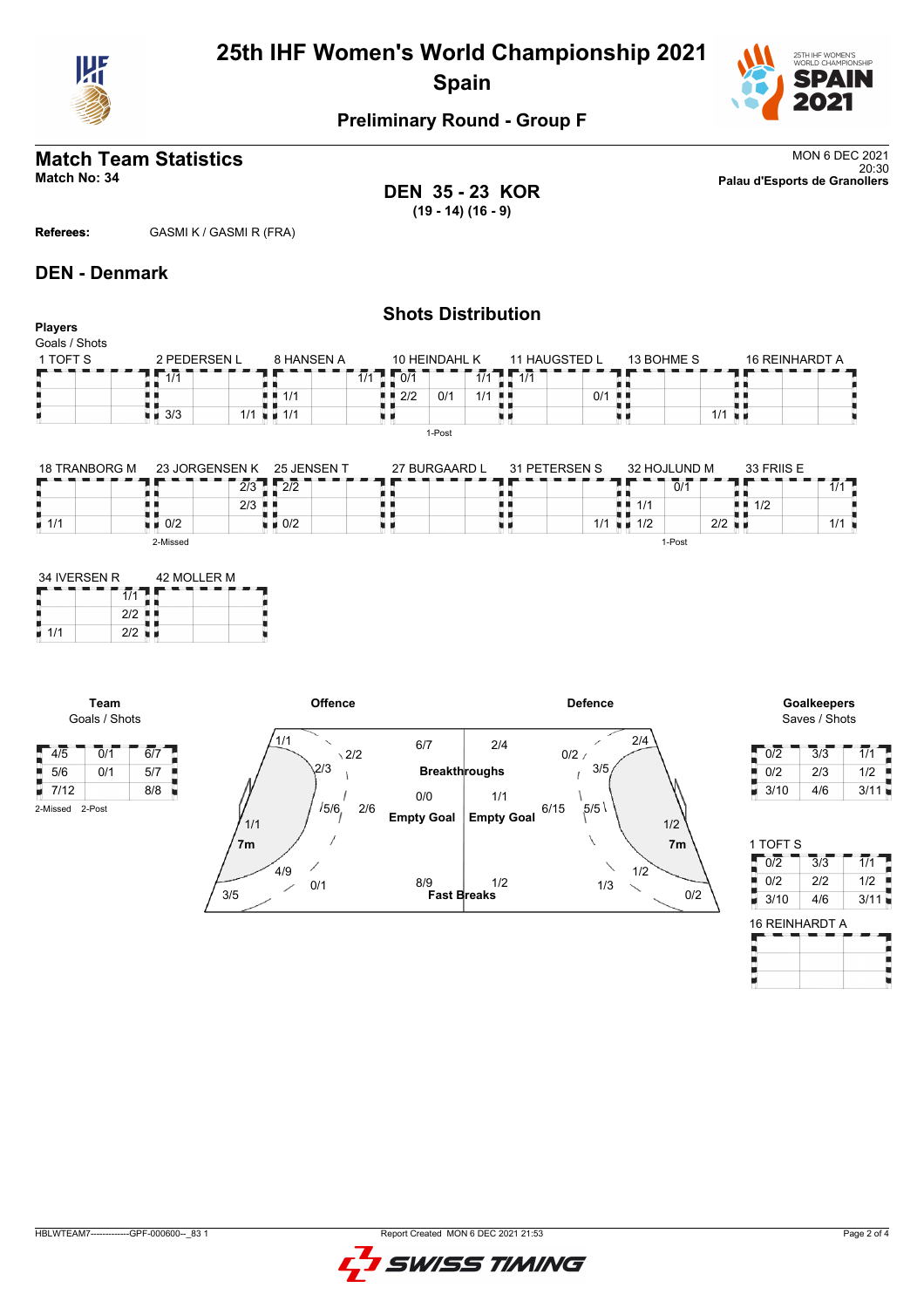# 25th IHF Women's World Championship 2021
## Spain

### Preliminary Round - Group F

## Match Team Statistics

**Match No: 34**

MON 6 DEC 2021
20:30
**Palau d'Esports de Granollers**

**DEN 35 - 23 KOR**
**(19 - 14) (16 - 9)**

**Referees:** GASMI K / GASMI R (FRA)

## DEN - Denmark

### Shots Distribution

**Players**
Goals / Shots

**1 TOFT S**

| | | |
|---|---|---|
| | | |
| | | |
| | | |

**2 PEDERSEN L**

| | | |
|---|---|---|
| 1/1 | | |
| | | |
| 3/3 | | 1/1 |

**8 HANSEN A**

| | | |
|---|---|---|
| | | 1/1 |
| 1/1 | | |
| 1/1 | | |

**10 HEINDAHL K**

| | | |
|---|---|---|
| 0/1 | | 1/1 |
| 2/2 | 0/1 | 1/1 |
| | | |

1-Post

**11 HAUGSTED L**

| | | |
|---|---|---|
| 1/1 | | |
| | | 0/1 |
| | | |

**13 BOHME S**

| | | |
|---|---|---|
| | | |
| | | |
| | | 1/1 |

**16 REINHARDT A**

| | | |
|---|---|---|
| | | |
| | | |
| | | |

**18 TRANBORG M**

| | | |
|---|---|---|
| | | |
| | | |
| 1/1 | | |

**23 JORGENSEN K**

| | | |
|---|---|---|
| | | 2/3 |
| | | 2/3 |
| 0/2 | | |

2-Missed

**25 JENSEN T**

| | | |
|---|---|---|
| 2/2 | | |
| | | |
| 0/2 | | |

**27 BURGAARD L**

| | | |
|---|---|---|
| | | |
| | | |
| | | |

**31 PETERSEN S**

| | | |
|---|---|---|
| | | |
| | | |
| | | 1/1 |

**32 HOJLUND M**

| | | |
|---|---|---|
| | 0/1 | |
| 1/1 | | |
| 1/2 | | 2/2 |

1-Post

**33 FRIIS E**

| | | |
|---|---|---|
| | | 1/1 |
| 1/2 | | |
| | | 1/1 |

**34 IVERSEN R**

| | | |
|---|---|---|
| | | 1/1 |
| | | 2/2 |
| 1/1 | | 2/2 |

**42 MOLLER M**

| | | |
|---|---|---|
| | | |
| | | |
| | | |

**Team**
Goals / Shots

| | | |
|---|---|---|
| 4/5 | 0/1 | 6/7 |
| 5/6 | 0/1 | 5/7 |
| 7/12 | | 8/8 |

2-Missed 2-Post

**Offence**

- Left wing: 1/1
- Left 9m: 2/3
- Left back (6m): 1/1
- Centre 9m: 2/2
- Centre 6m: 5/6
- 6m/2/6
- 7m: 4/9
- Left wing low: 3/5
- 0/1

| | Offence | Defence |
|---|---|---|
| Breakthroughs | 6/7 | 2/4 |
| Empty Goal | 0/0 | 1/1 |
| Fast Breaks | 8/9 | 1/2 |

**Defence**

- 2/4
- 0/2
- 3/5
- 6/15
- 5/5
- 1/2
- 7m: 1/2
- 1/3
- 0/2

**Goalkeepers**
Saves / Shots

| | | |
|---|---|---|
| 0/2 | 3/3 | 1/1 |
| 0/2 | 2/3 | 1/2 |
| 3/10 | 4/6 | 3/11 |

**1 TOFT S**

| | | |
|---|---|---|
| 0/2 | 3/3 | 1/1 |
| 0/2 | 2/2 | 1/2 |
| 3/10 | 4/6 | 3/11 |

**16 REINHARDT A**

| | | |
|---|---|---|
| | | |
| | | |
| | | |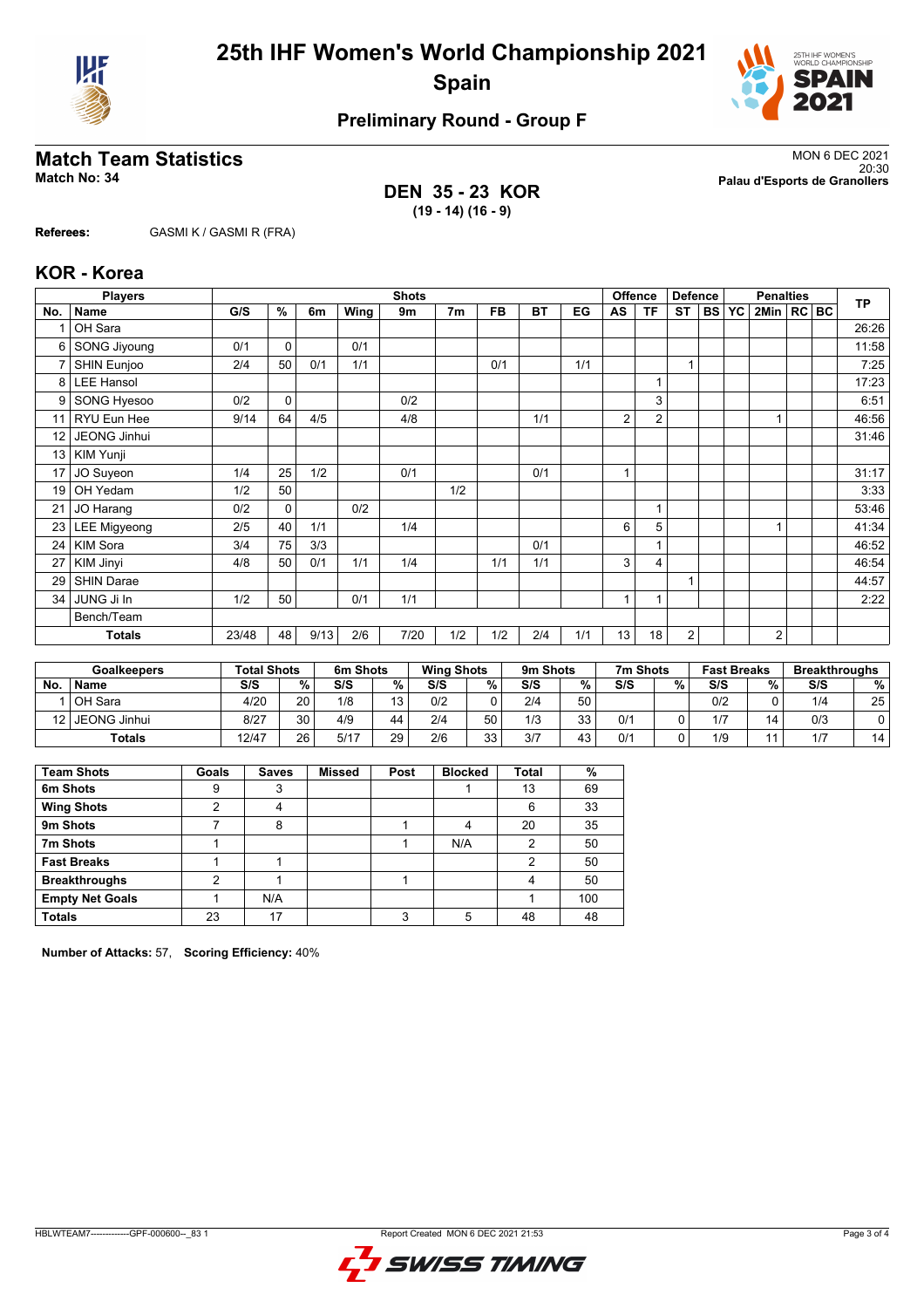# 25th IHF Women's World Championship 2021
## Spain

### Preliminary Round - Group F

## Match Team Statistics

**Match No: 34**

MON 6 DEC 2021
20:30
**Palau d'Esports de Granollers**

**DEN 35 - 23 KOR**
**(19 - 14) (16 - 9)**

**Referees:** GASMI K / GASMI R (FRA)

## KOR - Korea

| No. | Name | G/S | % | 6m | Wing | 9m | 7m | FB | BT | EG | AS | TF | ST | BS | YC | 2Min | RC | BC | TP |
|---|---|---|---|---|---|---|---|---|---|---|---|---|---|---|---|---|---|---|---|
| 1 | OH Sara | | | | | | | | | | | | | | | | | | 26:26 |
| 6 | SONG Jiyoung | 0/1 | 0 | | 0/1 | | | | | | | | | | | | | | 11:58 |
| 7 | SHIN Eunjoo | 2/4 | 50 | 0/1 | 1/1 | | | 0/1 | | 1/1 | | | 1 | | | | | | 7:25 |
| 8 | LEE Hansol | | | | | | | | | | | 1 | | | | | | | 17:23 |
| 9 | SONG Hyesoo | 0/2 | 0 | | | 0/2 | | | | | | 3 | | | | | | | 6:51 |
| 11 | RYU Eun Hee | 9/14 | 64 | 4/5 | | 4/8 | | | 1/1 | | 2 | 2 | | | | 1 | | | 46:56 |
| 12 | JEONG Jinhui | | | | | | | | | | | | | | | | | | 31:46 |
| 13 | KIM Yunji | | | | | | | | | | | | | | | | | | |
| 17 | JO Suyeon | 1/4 | 25 | 1/2 | | 0/1 | | | 0/1 | | 1 | | | | | | | | 31:17 |
| 19 | OH Yedam | 1/2 | 50 | | | | 1/2 | | | | | | | | | | | | 3:33 |
| 21 | JO Harang | 0/2 | 0 | | 0/2 | | | | | | | 1 | | | | | | | 53:46 |
| 23 | LEE Migyeong | 2/5 | 40 | 1/1 | | 1/4 | | | | | 6 | 5 | | | | 1 | | | 41:34 |
| 24 | KIM Sora | 3/4 | 75 | 3/3 | | | | | 0/1 | | | 1 | | | | | | | 46:52 |
| 27 | KIM Jinyi | 4/8 | 50 | 0/1 | 1/1 | 1/4 | | 1/1 | 1/1 | | 3 | 4 | | | | | | | 46:54 |
| 29 | SHIN Darae | | | | | | | | | | | | 1 | | | | | | 44:57 |
| 34 | JUNG Ji In | 1/2 | 50 | | 0/1 | 1/1 | | | | | 1 | 1 | | | | | | | 2:22 |
| | Bench/Team | | | | | | | | | | | | | | | | | | |
| | **Totals** | 23/48 | 48 | 9/13 | 2/6 | 7/20 | 1/2 | 1/2 | 2/4 | 1/1 | 13 | 18 | 2 | | | 2 | | | |

| No. | Goalkeepers Name | Total Shots S/S | % | 6m Shots S/S | % | Wing Shots S/S | % | 9m Shots S/S | % | 7m Shots S/S | % | Fast Breaks S/S | % | Breakthroughs S/S | % |
|---|---|---|---|---|---|---|---|---|---|---|---|---|---|---|---|
| 1 | OH Sara | 4/20 | 20 | 1/8 | 13 | 0/2 | 0 | 2/4 | 50 | | | 0/2 | 0 | 1/4 | 25 |
| 12 | JEONG Jinhui | 8/27 | 30 | 4/9 | 44 | 2/4 | 50 | 1/3 | 33 | 0/1 | 0 | 1/7 | 14 | 0/3 | 0 |
| | **Totals** | 12/47 | 26 | 5/17 | 29 | 2/6 | 33 | 3/7 | 43 | 0/1 | 0 | 1/9 | 11 | 1/7 | 14 |

| Team Shots | Goals | Saves | Missed | Post | Blocked | Total | % |
|---|---|---|---|---|---|---|---|
| 6m Shots | 9 | 3 | | | 1 | 13 | 69 |
| Wing Shots | 2 | 4 | | | | 6 | 33 |
| 9m Shots | 7 | 8 | | 1 | 4 | 20 | 35 |
| 7m Shots | 1 | | | 1 | N/A | 2 | 50 |
| Fast Breaks | 1 | 1 | | | | 2 | 50 |
| Breakthroughs | 2 | 1 | | 1 | | 4 | 50 |
| Empty Net Goals | 1 | N/A | | | | 1 | 100 |
| **Totals** | 23 | 17 | | 3 | 5 | 48 | 48 |

**Number of Attacks:** 57, **Scoring Efficiency:** 40%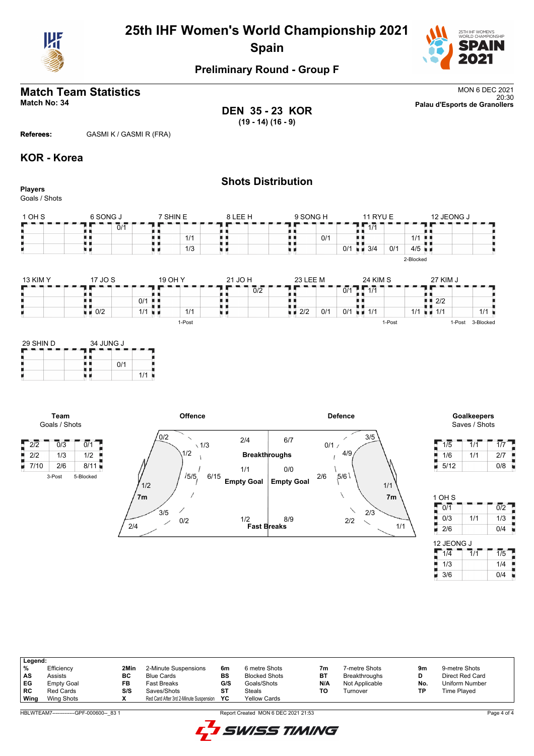# 25th IHF Women's World Championship 2021
## Spain
### Preliminary Round - Group F

## Match Team Statistics
**Match No: 34**

MON 6 DEC 2021
20:30
**Palau d'Esports de Granollers**

**DEN 35 - 23 KOR**
**(19 - 14) (16 - 9)**

**Referees:** GASMI K / GASMI R (FRA)

## KOR - Korea

### Shots Distribution

**Players**
Goals / Shots

1 OH S

6 SONG J
0/1

7 SHIN E
1/1
1/3

8 LEE H

9 SONG H
0/1
0/1

11 RYU E
1/1
1/1
3/4 0/1 4/5
2-Blocked

12 JEONG J

13 KIM Y

17 JO S
0/1
0/2 1/1

19 OH Y
1/1
1-Post

21 JO H
0/2

23 LEE M
0/1
2/2 0/1 0/1

24 KIM S
1/1
1/1 1/1
1-Post

27 KIM J
2/2
1/1 1/1
1-Post 3-Blocked

29 SHIN D

34 JUNG J
0/1
1/1

**Team**
Goals / Shots

| | | |
|---|---|---|
| 2/2 | 0/3 | 0/1 |
| 2/2 | 1/3 | 1/2 |
| 7/10 | 2/6 | 8/11 |

3-Post 5-Blocked

**Offence**

0/2
1/3
1/2
1/2
7m
5/5
6/15
3/5
0/2
2/4

2/4 6/7
Breakthroughs
1/1 0/0
Empty Goal Empty Goal
1/2 8/9
Fast Breaks

**Defence**

0/1
3/5
4/9
2/6
5/6
1/1
7m
2/3
2/2
1/1

**Goalkeepers**
Saves / Shots

| | | |
|---|---|---|
| 1/5 | 1/1 | 1/7 |
| 1/6 | 1/1 | 2/7 |
| 5/12 | | 0/8 |

1 OH S

| | | |
|---|---|---|
| 0/1 | | 0/2 |
| 0/3 | 1/1 | 1/3 |
| 2/6 | | 0/4 |

12 JEONG J

| | | |
|---|---|---|
| 1/4 | 1/1 | 1/5 |
| 1/3 | | 1/4 |
| 3/6 | | 0/4 |

**Legend:**

| | | | | | | | | | |
|---|---|---|---|---|---|---|---|---|---|
| % | Efficiency | 2Min | 2-Minute Suspensions | 6m | 6 metre Shots | 7m | 7-metre Shots | 9m | 9-metre Shots |
| AS | Assists | BC | Blue Cards | BS | Blocked Shots | BT | Breakthroughs | D | Direct Red Card |
| EG | Empty Goal | FB | Fast Breaks | G/S | Goals/Shots | N/A | Not Applicable | No. | Uniform Number |
| RC | Red Cards | S/S | Saves/Shots | ST | Steals | TO | Turnover | TP | Time Played |
| Wing | Wing Shots | X | Red Card After 3rd 2-Minute Suspension | YC | Yellow Cards | | | | |

HBLWTEAM7--------------GPF-000600--_83 1 Report Created MON 6 DEC 2021 21:53